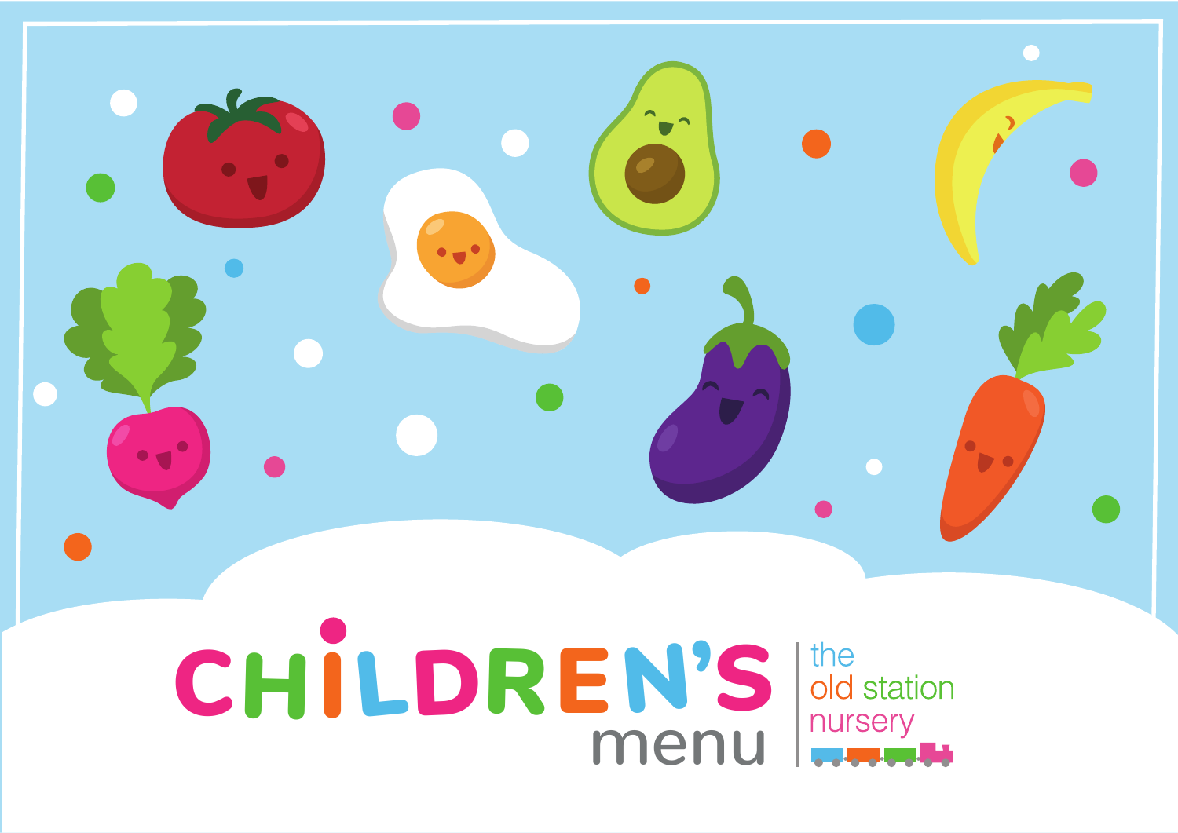# CHILDREN'S menu

the old station nursery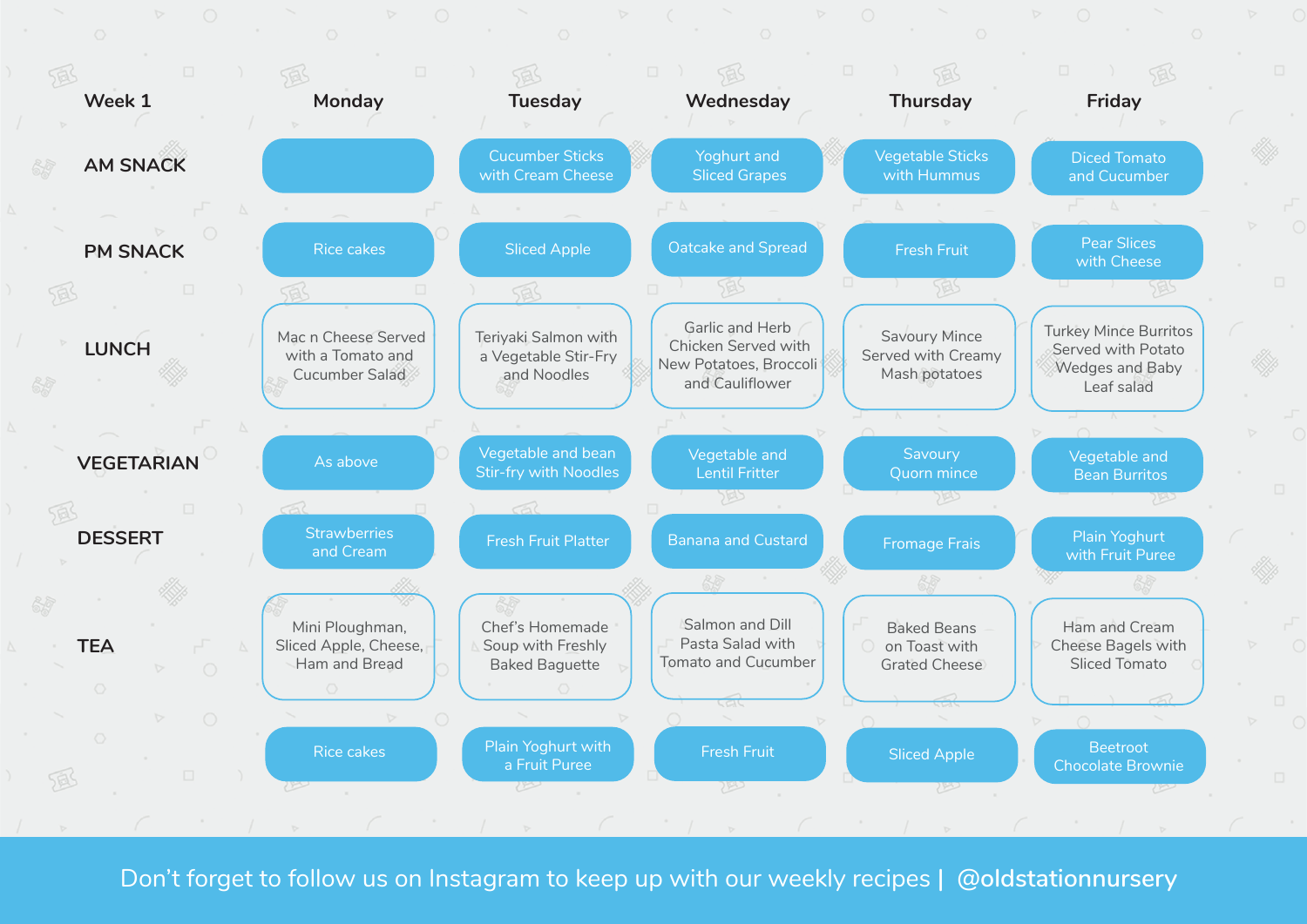| Week 1 | Monday | Tuesday | Wednesday | Thursday | Friday |
|---|---|---|---|---|---|
| AM SNACK | | Cucumber Sticks with Cream Cheese | Yoghurt and Sliced Grapes | Vegetable Sticks with Hummus | Diced Tomato and Cucumber |
| PM SNACK | Rice cakes | Sliced Apple | Oatcake and Spread | Fresh Fruit | Pear Slices with Cheese |
| LUNCH | Mac n Cheese Served with a Tomato and Cucumber Salad | Teriyaki Salmon with a Vegetable Stir-Fry and Noodles | Garlic and Herb Chicken Served with New Potatoes, Broccoli and Cauliflower | Savoury Mince Served with Creamy Mash potatoes | Turkey Mince Burritos Served with Potato Wedges and Baby Leaf salad |
| VEGETARIAN | As above | Vegetable and bean Stir-fry with Noodles | Vegetable and Lentil Fritter | Savoury Quorn mince | Vegetable and Bean Burritos |
| DESSERT | Strawberries and Cream | Fresh Fruit Platter | Banana and Custard | Fromage Frais | Plain Yoghurt with Fruit Puree |
| TEA | Mini Ploughman, Sliced Apple, Cheese, Ham and Bread | Chef's Homemade Soup with Freshly Baked Baguette | Salmon and Dill Pasta Salad with Tomato and Cucumber | Baked Beans on Toast with Grated Cheese | Ham and Cream Cheese Bagels with Sliced Tomato |
| | Rice cakes | Plain Yoghurt with a Fruit Puree | Fresh Fruit | Sliced Apple | Beetroot Chocolate Brownie |

Don't forget to follow us on Instagram to keep up with our weekly recipes | @oldstationnursery